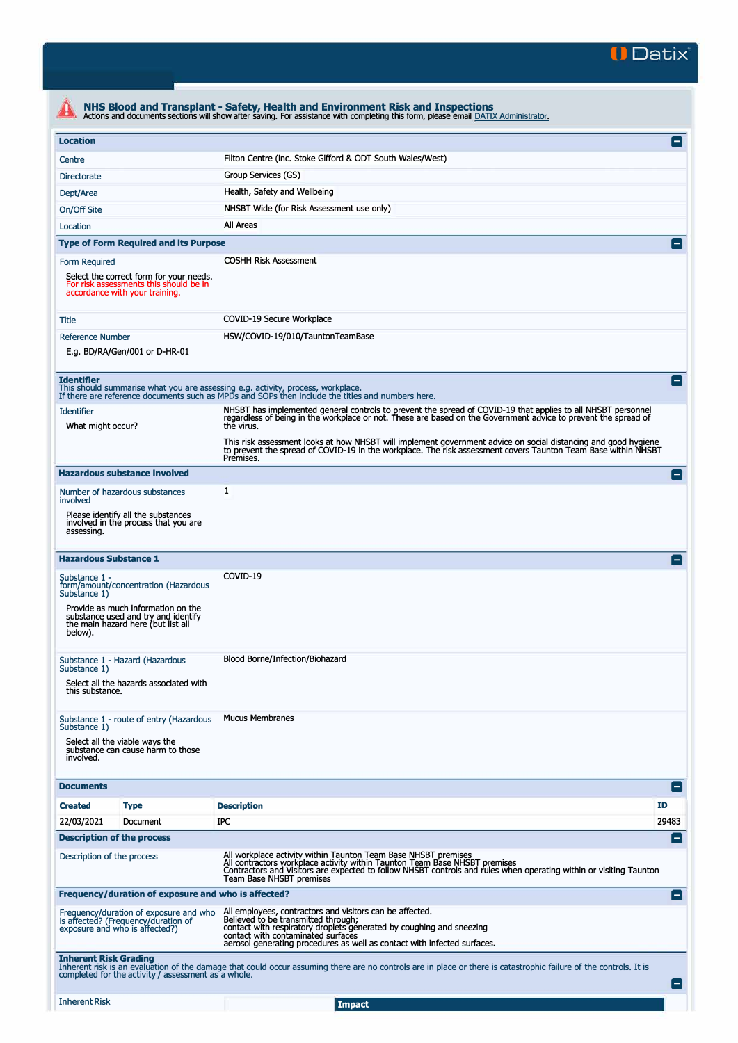Datix

## NHS Blood and Transplant - Safety, Health and Environment Risk and Inspections

Actions and documents sections will show after saving. For assistance with completing this form, please email DATIX Administrator.

### Location

| | |
|---|---|
| Centre | Filton Centre (inc. Stoke Gifford & ODT South Wales/West) |
| Directorate | Group Services (GS) |
| Dept/Area | Health, Safety and Wellbeing |
| On/Off Site | NHSBT Wide (for Risk Assessment use only) |
| Location | All Areas |

### Type of Form Required and its Purpose

| | |
|---|---|
| Form Required<br><br>Select the correct form for your needs. For risk assessments this should be in accordance with your training. | COSHH Risk Assessment |
| Title | COVID-19 Secure Workplace |
| Reference Number<br><br>E.g. BD/RA/Gen/001 or D-HR-01 | HSW/COVID-19/010/TauntonTeamBase |

### Identifier

This should summarise what you are assessing e.g. activity, process, workplace.
If there are reference documents such as MPDs and SOPs then include the titles and numbers here.

| | |
|---|---|
| Identifier<br><br>What might occur? | NHSBT has implemented general controls to prevent the spread of COVID-19 that applies to all NHSBT personnel regardless of being in the workplace or not. These are based on the Government advice to prevent the spread of the virus.<br><br>This risk assessment looks at how NHSBT will implement government advice on social distancing and good hygiene to prevent the spread of COVID-19 in the workplace. The risk assessment covers Taunton Team Base within NHSBT Premises. |

### Hazardous substance involved

| | |
|---|---|
| Number of hazardous substances involved<br><br>Please identify all the substances involved in the process that you are assessing. | 1 |

### Hazardous Substance 1

| | |
|---|---|
| Substance 1 - form/amount/concentration (Hazardous Substance 1)<br><br>Provide as much information on the substance used and try and identify the main hazard here (but list all below). | COVID-19 |
| Substance 1 - Hazard (Hazardous Substance 1)<br><br>Select all the hazards associated with this substance. | Blood Borne/Infection/Biohazard |
| Substance 1 - route of entry (Hazardous Substance 1)<br><br>Select all the viable ways the substance can cause harm to those involved. | Mucus Membranes |

### Documents

| Created | Type | Description | ID |
|---|---|---|---|
| 22/03/2021 | Document | IPC | 29483 |

### Description of the process

| | |
|---|---|
| Description of the process | All workplace activity within Taunton Team Base NHSBT premises<br>All contractors workplace activity within Taunton Team Base NHSBT premises<br>Contractors and Visitors are expected to follow NHSBT controls and rules when operating within or visiting Taunton Team Base NHSBT premises |

### Frequency/duration of exposure and who is affected?

| | |
|---|---|
| Frequency/duration of exposure and who is affected? (Frequency/duration of exposure and who is affected?) | All employees, contractors and visitors can be affected.<br>Believed to be transmitted through;<br>contact with respiratory droplets generated by coughing and sneezing<br>contact with contaminated surfaces<br>aerosol generating procedures as well as contact with infected surfaces. |

### Inherent Risk Grading

Inherent risk is an evaluation of the damage that could occur assuming there are no controls are in place or there is catastrophic failure of the controls. It is completed for the activity / assessment as a whole.

| | |
|---|---|
| Inherent Risk | Impact |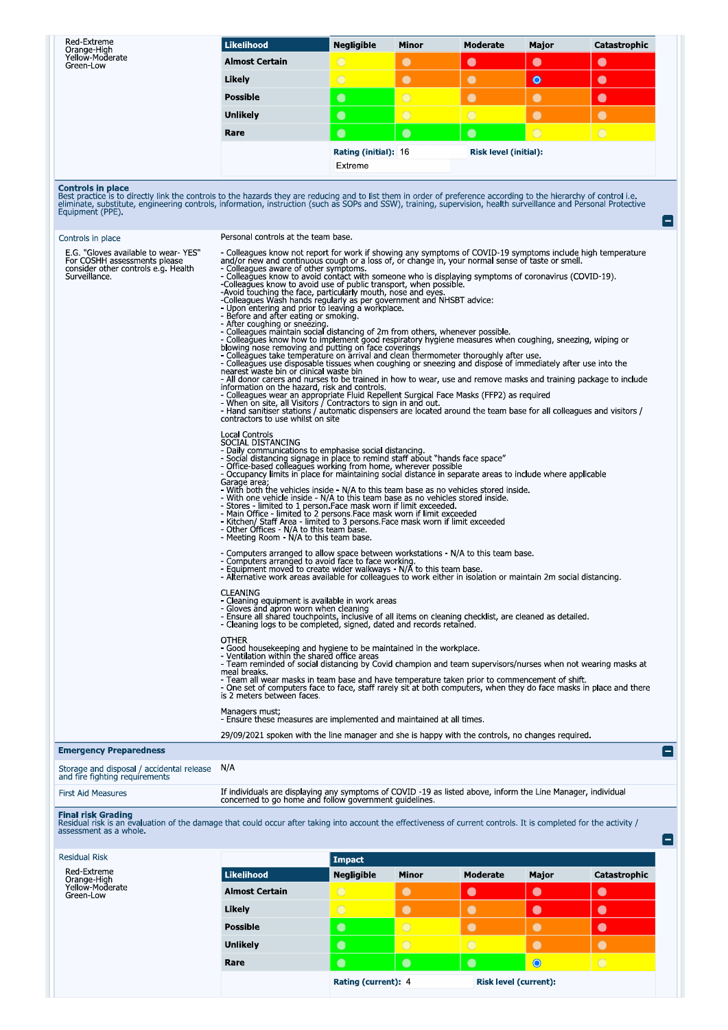Red-Extreme
Orange-High
Yellow-Moderate
Green-Low

| Likelihood | Negligible | Minor | Moderate | Major | Catastrophic |
|---|---|---|---|---|---|
| Almost Certain | | | | | |
| Likely | | | | ◉ | |
| Possible | | | | | |
| Unlikely | | | | | |
| Rare | | | | | |

**Rating (initial):** 16 **Risk level (initial):** Extreme

## Controls in place

Best practice is to directly link the controls to the hazards they are reducing and to list them in order of preference according to the hierarchy of control i.e. eliminate, substitute, engineering controls, information, instruction (such as SOPs and SSW), training, supervision, health surveillance and Personal Protective Equipment (PPE).

**Controls in place**

E.G. "Gloves available to wear- YES" For COSHH assessments please consider other controls e.g. Health Surveillance.

Personal controls at the team base.

- Colleagues know not report for work if showing any symptoms of COVID-19 symptoms include high temperature and/or new and continuous cough or a loss of, or change in, your normal sense of taste or smell.
- Colleagues aware of other symptoms.
- Colleagues know to avoid contact with someone who is displaying symptoms of coronavirus (COVID-19).
-Colleagues know to avoid use of public transport, when possible.
-Avoid touching the face, particularly mouth, nose and eyes.
-Colleagues Wash hands regularly as per government and NHSBT advice:
- Upon entering and prior to leaving a workplace.
- Before and after eating or smoking.
- After coughing or sneezing.
- Colleagues maintain social distancing of 2m from others, whenever possible.
- Colleagues know how to implement good respiratory hygiene measures when coughing, sneezing, wiping or blowing nose removing and putting on face coverings
- Colleagues take temperature on arrival and clean thermometer thoroughly after use.
- Colleagues use disposable tissues when coughing or sneezing and dispose of immediately after use into the nearest waste bin or clinical waste bin
- All donor carers and nurses to be trained in how to wear, use and remove masks and training package to include information on the hazard, risk and controls.
- Colleagues wear an appropriate Fluid Repellent Surgical Face Masks (FFP2) as required
- When on site, all Visitors / Contractors to sign in and out.
- Hand sanitiser stations / automatic dispensers are located around the team base for all colleagues and visitors / contractors to use whilst on site

Local Controls
SOCIAL DISTANCING
- Daily communications to emphasise social distancing.
- Social distancing signage in place to remind staff about "hands face space"
- Office-based colleagues working from home, wherever possible
- Occupancy limits in place for maintaining social distance in separate areas to include where applicable
Garage area;
- With both the vehicles inside - N/A to this team base as no vehicles stored inside.
- With one vehicle inside - N/A to this team base as no vehicles stored inside.
- Stores - limited to 1 person.Face mask worn if limit exceeded.
- Main Office - limited to 2 persons.Face mask worn if limit exceeded
- Kitchen/ Staff Area - limited to 3 persons.Face mask worn if limit exceeded
- Other Offices - N/A to this team base.
- Meeting Room - N/A to this team base.

- Computers arranged to allow space between workstations - N/A to this team base.
- Computers arranged to avoid face to face working.
- Equipment moved to create wider walkways - N/A to this team base.
- Alternative work areas available for colleagues to work either in isolation or maintain 2m social distancing.

CLEANING
- Cleaning equipment is available in work areas
- Gloves and apron worn when cleaning
- Ensure all shared touchpoints, inclusive of all items on cleaning checklist, are cleaned as detailed.
- Cleaning logs to be completed, signed, dated and records retained.

OTHER
- Good housekeeping and hygiene to be maintained in the workplace.
- Ventilation within the shared office areas
- Team reminded of social distancing by Covid champion and team supervisors/nurses when not wearing masks at meal breaks.
- Team all wear masks in team base and have temperature taken prior to commencement of shift.
- One set of computers face to face, staff rarely sit at both computers, when they do face masks in place and there is 2 meters between faces.

Managers must;
- Ensure these measures are implemented and maintained at all times.

29/09/2021 spoken with the line manager and she is happy with the controls, no changes required.

## Emergency Preparedness

**Storage and disposal / accidental release and fire fighting requirements**

N/A

**First Aid Measures**

If individuals are displaying any symptoms of COVID -19 as listed above, inform the Line Manager, individual concerned to go home and follow government guidelines.

## Final risk Grading

Residual risk is an evaluation of the damage that could occur after taking into account the effectiveness of current controls. It is completed for the activity / assessment as a whole.

**Residual Risk**

Red-Extreme
Orange-High
Yellow-Moderate
Green-Low

| | Impact | | | | |
|---|---|---|---|---|---|
| Likelihood | Negligible | Minor | Moderate | Major | Catastrophic |
| Almost Certain | | | | | |
| Likely | | | | | |
| Possible | | | | | |
| Unlikely | | | | | |
| Rare | | | | ◉ | |

**Rating (current):** 4 **Risk level (current):**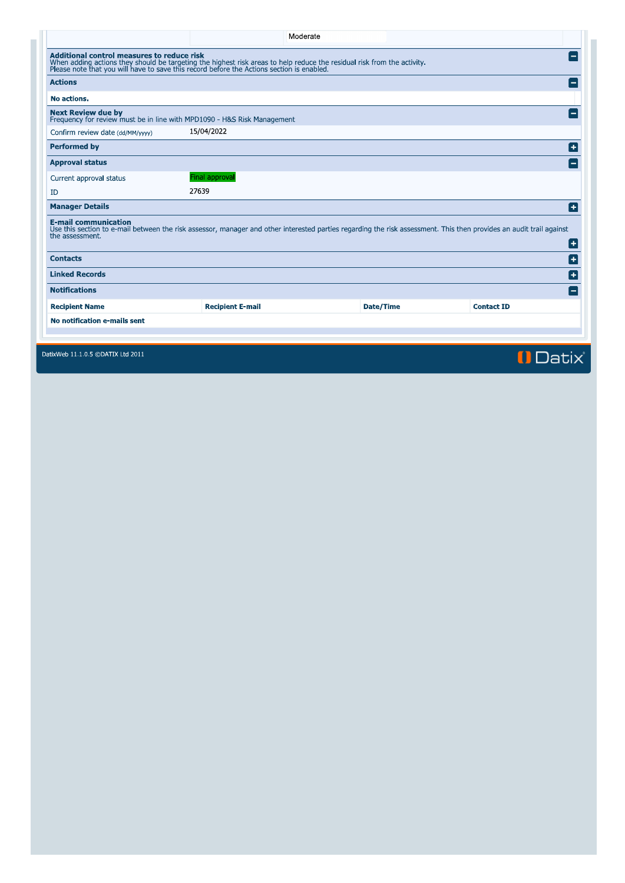Moderate

**Additional control measures to reduce risk**
When adding actions they should be targeting the highest risk areas to help reduce the residual risk from the activity.
Please note that you will have to save this record before the Actions section is enabled.

**Actions**

**No actions.**

**Next Review due by**
Frequency for review must be in line with MPD1090 - H&S Risk Management

| | |
|---|---|
| Confirm review date (dd/MM/yyyy) | 15/04/2022 |

**Performed by**

**Approval status**

| | |
|---|---|
| Current approval status | Final approval |
| ID | 27639 |

**Manager Details**

**E-mail communication**
Use this section to e-mail between the risk assessor, manager and other interested parties regarding the risk assessment. This then provides an audit trail against the assessment.

**Contacts**

**Linked Records**

**Notifications**

| Recipient Name | Recipient E-mail | Date/Time | Contact ID |
|---|---|---|---|
| No notification e-mails sent | | | |

DatixWeb 11.1.0.5 ©DATIX Ltd 2011

Datix®